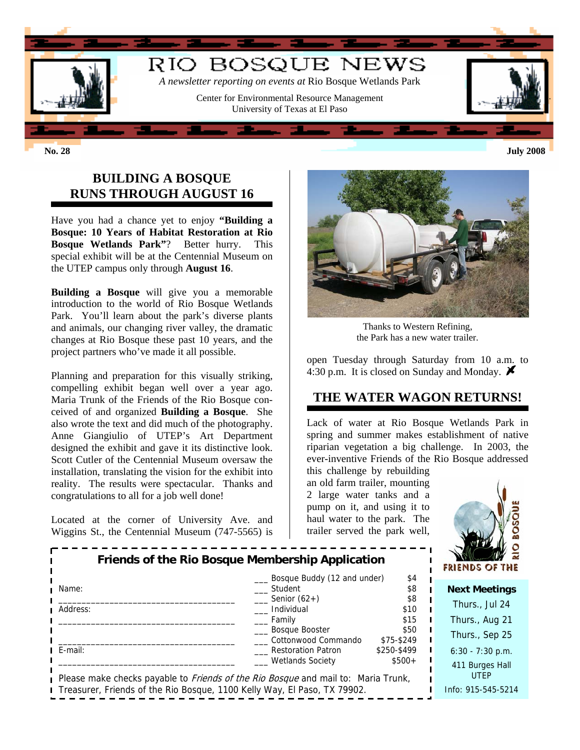# RIO BOSQUE NEWS

*A newsletter reporting on events at* Rio Bosque Wetlands Park

Center for Environmental Resource Management
University of Texas at El Paso

**No. 28** **July 2008**

## BUILDING A BOSQUE RUNS THROUGH AUGUST 16

Have you had a chance yet to enjoy **"Building a Bosque: 10 Years of Habitat Restoration at Rio Bosque Wetlands Park"**? Better hurry. This special exhibit will be at the Centennial Museum on the UTEP campus only through **August 16**.

**Building a Bosque** will give you a memorable introduction to the world of Rio Bosque Wetlands Park. You'll learn about the park's diverse plants and animals, our changing river valley, the dramatic changes at Rio Bosque these past 10 years, and the project partners who've made it all possible.

Planning and preparation for this visually striking, compelling exhibit began well over a year ago. Maria Trunk of the Friends of the Rio Bosque conceived of and organized **Building a Bosque**. She also wrote the text and did much of the photography. Anne Giangiulio of UTEP's Art Department designed the exhibit and gave it its distinctive look. Scott Cutler of the Centennial Museum oversaw the installation, translating the vision for the exhibit into reality. The results were spectacular. Thanks and congratulations to all for a job well done!

Located at the corner of University Ave. and Wiggins St., the Centennial Museum (747-5565) is open Tuesday through Saturday from 10 a.m. to 4:30 p.m. It is closed on Sunday and Monday.

Thanks to Western Refining, the Park has a new water trailer.

## THE WATER WAGON RETURNS!

Lack of water at Rio Bosque Wetlands Park in spring and summer makes establishment of native riparian vegetation a big challenge. In 2003, the ever-inventive Friends of the Rio Bosque addressed this challenge by rebuilding an old farm trailer, mounting 2 large water tanks and a pump on it, and using it to haul water to the park. The trailer served the park well,

### Friends of the Rio Bosque Membership Application

Name: ___________________________________

Address: ___________________________________

___________________________________

E-mail: ___________________________________

| Membership | Amount |
|---|---|
| ___ Bosque Buddy (12 and under) | $4 |
| ___ Student | $8 |
| ___ Senior (62+) | $8 |
| ___ Individual | $10 |
| ___ Family | $15 |
| ___ Bosque Booster | $50 |
| ___ Cottonwood Commando | $75-$249 |
| ___ Restoration Patron | $250-$499 |
| ___ Wetlands Society | $500+ |

Please make checks payable to *Friends of the Rio Bosque* and mail to: Maria Trunk, Treasurer, Friends of the Rio Bosque, 1100 Kelly Way, El Paso, TX 79902.

FRIENDS OF THE RIO BOSQUE

**Next Meetings**

Thurs., Jul 24
Thurs., Aug 21
Thurs., Sep 25

6:30 - 7:30 p.m.

411 Burges Hall
UTEP

Info: 915-545-5214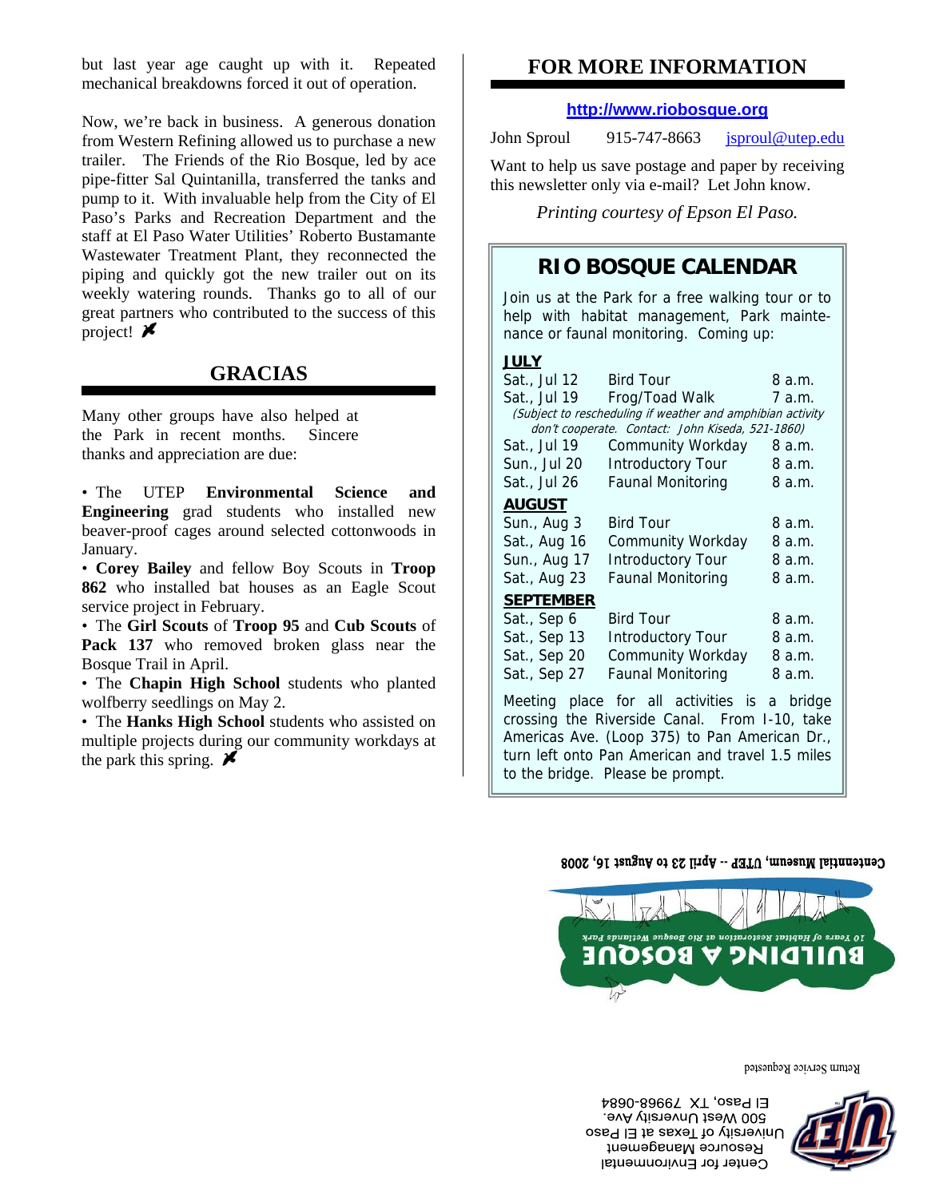but last year age caught up with it. Repeated mechanical breakdowns forced it out of operation.

Now, we're back in business. A generous donation from Western Refining allowed us to purchase a new trailer. The Friends of the Rio Bosque, led by ace pipe-fitter Sal Quintanilla, transferred the tanks and pump to it. With invaluable help from the City of El Paso's Parks and Recreation Department and the staff at El Paso Water Utilities' Roberto Bustamante Wastewater Treatment Plant, they reconnected the piping and quickly got the new trailer out on its weekly watering rounds. Thanks go to all of our great partners who contributed to the success of this project!

## GRACIAS

Many other groups have also helped at the Park in recent months. Sincere thanks and appreciation are due:

- The UTEP **Environmental Science and Engineering** grad students who installed new beaver-proof cages around selected cottonwoods in January.
- **Corey Bailey** and fellow Boy Scouts in **Troop 862** who installed bat houses as an Eagle Scout service project in February.
- The **Girl Scouts** of **Troop 95** and **Cub Scouts** of **Pack 137** who removed broken glass near the Bosque Trail in April.
- The **Chapin High School** students who planted wolfberry seedlings on May 2.
- The **Hanks High School** students who assisted on multiple projects during our community workdays at the park this spring.

## FOR MORE INFORMATION

**http://www.riobosque.org**

John Sproul 915-747-8663 jsproul@utep.edu

Want to help us save postage and paper by receiving this newsletter only via e-mail? Let John know.

*Printing courtesy of Epson El Paso.*

## RIO BOSQUE CALENDAR

Join us at the Park for a free walking tour or to help with habitat management, Park maintenance or faunal monitoring. Coming up:

**JULY**

| | | |
|---|---|---|
| Sat., Jul 12 | Bird Tour | 8 a.m. |
| Sat., Jul 19 | Frog/Toad Walk | 7 a.m. |
| *(Subject to rescheduling if weather and amphibian activity don't cooperate. Contact: John Kiseda, 521-1860)* | | |
| Sat., Jul 19 | Community Workday | 8 a.m. |
| Sun., Jul 20 | Introductory Tour | 8 a.m. |
| Sat., Jul 26 | Faunal Monitoring | 8 a.m. |

**AUGUST**

| | | |
|---|---|---|
| Sun., Aug 3 | Bird Tour | 8 a.m. |
| Sat., Aug 16 | Community Workday | 8 a.m. |
| Sun., Aug 17 | Introductory Tour | 8 a.m. |
| Sat., Aug 23 | Faunal Monitoring | 8 a.m. |

**SEPTEMBER**

| | | |
|---|---|---|
| Sat., Sep 6 | Bird Tour | 8 a.m. |
| Sat., Sep 13 | Introductory Tour | 8 a.m. |
| Sat., Sep 20 | Community Workday | 8 a.m. |
| Sat., Sep 27 | Faunal Monitoring | 8 a.m. |

Meeting place for all activities is a bridge crossing the Riverside Canal. From I-10, take Americas Ave. (Loop 375) to Pan American Dr., turn left onto Pan American and travel 1.5 miles to the bridge. Please be prompt.

Centennial Museum, UTEP -- April 23 to August 16, 2008

BUILDING A BOSQUE

*10 Years of Habitat Restoration at Rio Bosque Wetlands Park*

Return Service Requested

Center for Environmental Resource Management
University of Texas at El Paso
500 West University Ave.
El Paso, TX 79968-0684